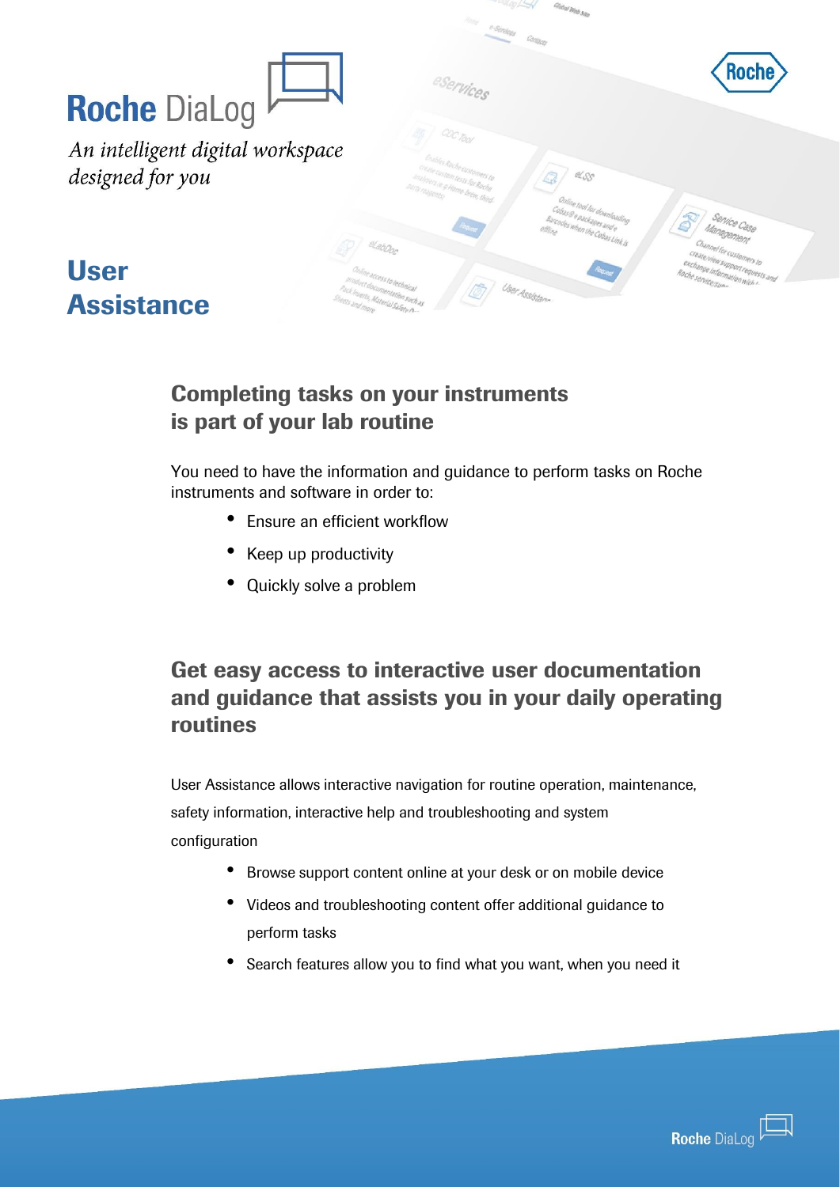# Roche DiaLog

*An intelligent digital workspace designed for you*

## User Assistance

### Completing tasks on your instruments is part of your lab routine

You need to have the information and guidance to perform tasks on Roche instruments and software in order to:

- Ensure an efficient workflow
- Keep up productivity
- Quickly solve a problem

### Get easy access to interactive user documentation and guidance that assists you in your daily operating routines

User Assistance allows interactive navigation for routine operation, maintenance, safety information, interactive help and troubleshooting and system configuration

- Browse support content online at your desk or on mobile device
- Videos and troubleshooting content offer additional guidance to perform tasks
- Search features allow you to find what you want, when you need it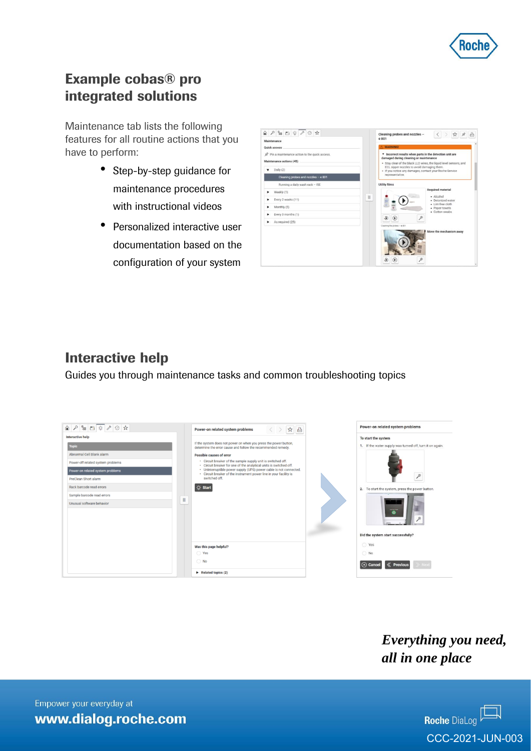## Example cobas® pro integrated solutions

Maintenance tab lists the following features for all routine actions that you have to perform:

- Step-by-step guidance for maintenance procedures with instructional videos
- Personalized interactive user documentation based on the configuration of your system

## Interactive help

Guides you through maintenance tasks and common troubleshooting topics

*Everything you need, all in one place*

Empower your everyday at
**www.dialog.roche.com**

Roche DiaLog

CCC-2021-JUN-003